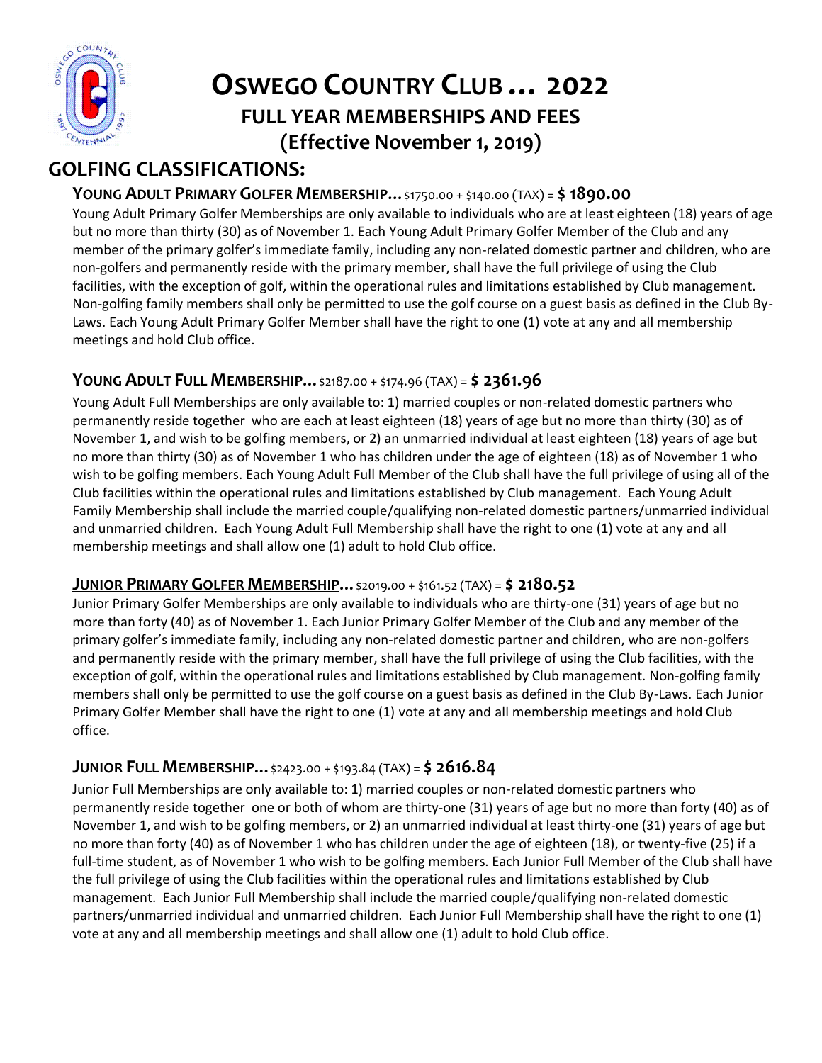# OSWEGO COUNTRY CLUB … 2022

## FULL YEAR MEMBERSHIPS AND FEES

## (Effective November 1, 2019)

## GOLFING CLASSIFICATIONS:

### YOUNG ADULT PRIMARY GOLFER MEMBERSHIP… $1750.00 + $140.00 (TAX) = **$ 1890.00**

Young Adult Primary Golfer Memberships are only available to individuals who are at least eighteen (18) years of age but no more than thirty (30) as of November 1. Each Young Adult Primary Golfer Member of the Club and any member of the primary golfer's immediate family, including any non-related domestic partner and children, who are non-golfers and permanently reside with the primary member, shall have the full privilege of using the Club facilities, with the exception of golf, within the operational rules and limitations established by Club management. Non-golfing family members shall only be permitted to use the golf course on a guest basis as defined in the Club By-Laws. Each Young Adult Primary Golfer Member shall have the right to one (1) vote at any and all membership meetings and hold Club office.

### YOUNG ADULT FULL MEMBERSHIP… $2187.00 + $174.96 (TAX) = **$ 2361.96**

Young Adult Full Memberships are only available to: 1) married couples or non-related domestic partners who permanently reside together who are each at least eighteen (18) years of age but no more than thirty (30) as of November 1, and wish to be golfing members, or 2) an unmarried individual at least eighteen (18) years of age but no more than thirty (30) as of November 1 who has children under the age of eighteen (18) as of November 1 who wish to be golfing members. Each Young Adult Full Member of the Club shall have the full privilege of using all of the Club facilities within the operational rules and limitations established by Club management. Each Young Adult Family Membership shall include the married couple/qualifying non-related domestic partners/unmarried individual and unmarried children. Each Young Adult Full Membership shall have the right to one (1) vote at any and all membership meetings and shall allow one (1) adult to hold Club office.

### JUNIOR PRIMARY GOLFER MEMBERSHIP… $2019.00 + $161.52 (TAX) = **$ 2180.52**

Junior Primary Golfer Memberships are only available to individuals who are thirty-one (31) years of age but no more than forty (40) as of November 1. Each Junior Primary Golfer Member of the Club and any member of the primary golfer's immediate family, including any non-related domestic partner and children, who are non-golfers and permanently reside with the primary member, shall have the full privilege of using the Club facilities, with the exception of golf, within the operational rules and limitations established by Club management. Non-golfing family members shall only be permitted to use the golf course on a guest basis as defined in the Club By-Laws. Each Junior Primary Golfer Member shall have the right to one (1) vote at any and all membership meetings and hold Club office.

### JUNIOR FULL MEMBERSHIP… $2423.00 + $193.84 (TAX) = **$ 2616.84**

Junior Full Memberships are only available to: 1) married couples or non-related domestic partners who permanently reside together one or both of whom are thirty-one (31) years of age but no more than forty (40) as of November 1, and wish to be golfing members, or 2) an unmarried individual at least thirty-one (31) years of age but no more than forty (40) as of November 1 who has children under the age of eighteen (18), or twenty-five (25) if a full-time student, as of November 1 who wish to be golfing members. Each Junior Full Member of the Club shall have the full privilege of using the Club facilities within the operational rules and limitations established by Club management. Each Junior Full Membership shall include the married couple/qualifying non-related domestic partners/unmarried individual and unmarried children. Each Junior Full Membership shall have the right to one (1) vote at any and all membership meetings and shall allow one (1) adult to hold Club office.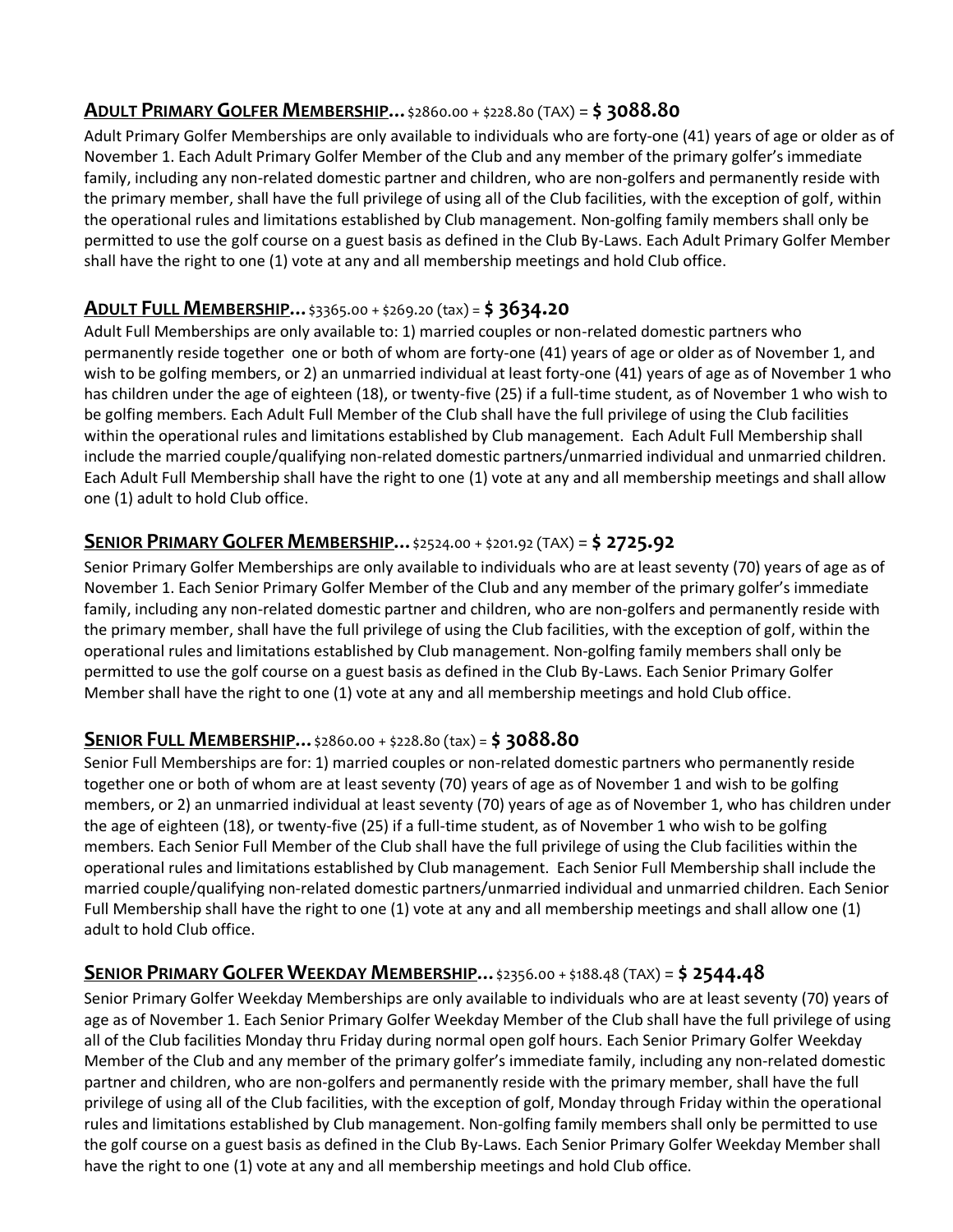**ADULT PRIMARY GOLFER MEMBERSHIP...** $2860.00 + $228.80 (TAX) = **$ 3088.80**

Adult Primary Golfer Memberships are only available to individuals who are forty-one (41) years of age or older as of November 1. Each Adult Primary Golfer Member of the Club and any member of the primary golfer's immediate family, including any non-related domestic partner and children, who are non-golfers and permanently reside with the primary member, shall have the full privilege of using all of the Club facilities, with the exception of golf, within the operational rules and limitations established by Club management. Non-golfing family members shall only be permitted to use the golf course on a guest basis as defined in the Club By-Laws. Each Adult Primary Golfer Member shall have the right to one (1) vote at any and all membership meetings and hold Club office.

**ADULT FULL MEMBERSHIP...** $3365.00 + $269.20 (tax) = **$ 3634.20**

Adult Full Memberships are only available to: 1) married couples or non-related domestic partners who permanently reside together one or both of whom are forty-one (41) years of age or older as of November 1, and wish to be golfing members, or 2) an unmarried individual at least forty-one (41) years of age as of November 1 who has children under the age of eighteen (18), or twenty-five (25) if a full-time student, as of November 1 who wish to be golfing members. Each Adult Full Member of the Club shall have the full privilege of using the Club facilities within the operational rules and limitations established by Club management. Each Adult Full Membership shall include the married couple/qualifying non-related domestic partners/unmarried individual and unmarried children. Each Adult Full Membership shall have the right to one (1) vote at any and all membership meetings and shall allow one (1) adult to hold Club office.

**SENIOR PRIMARY GOLFER MEMBERSHIP...** $2524.00 + $201.92 (TAX) = **$ 2725.92**

Senior Primary Golfer Memberships are only available to individuals who are at least seventy (70) years of age as of November 1. Each Senior Primary Golfer Member of the Club and any member of the primary golfer's immediate family, including any non-related domestic partner and children, who are non-golfers and permanently reside with the primary member, shall have the full privilege of using the Club facilities, with the exception of golf, within the operational rules and limitations established by Club management. Non-golfing family members shall only be permitted to use the golf course on a guest basis as defined in the Club By-Laws. Each Senior Primary Golfer Member shall have the right to one (1) vote at any and all membership meetings and hold Club office.

**SENIOR FULL MEMBERSHIP...** $2860.00 + $228.80 (tax) = **$ 3088.80**

Senior Full Memberships are for: 1) married couples or non-related domestic partners who permanently reside together one or both of whom are at least seventy (70) years of age as of November 1 and wish to be golfing members, or 2) an unmarried individual at least seventy (70) years of age as of November 1, who has children under the age of eighteen (18), or twenty-five (25) if a full-time student, as of November 1 who wish to be golfing members. Each Senior Full Member of the Club shall have the full privilege of using the Club facilities within the operational rules and limitations established by Club management. Each Senior Full Membership shall include the married couple/qualifying non-related domestic partners/unmarried individual and unmarried children. Each Senior Full Membership shall have the right to one (1) vote at any and all membership meetings and shall allow one (1) adult to hold Club office.

**SENIOR PRIMARY GOLFER WEEKDAY MEMBERSHIP...** $2356.00 + $188.48 (TAX) = **$ 2544.48**

Senior Primary Golfer Weekday Memberships are only available to individuals who are at least seventy (70) years of age as of November 1. Each Senior Primary Golfer Weekday Member of the Club shall have the full privilege of using all of the Club facilities Monday thru Friday during normal open golf hours. Each Senior Primary Golfer Weekday Member of the Club and any member of the primary golfer's immediate family, including any non-related domestic partner and children, who are non-golfers and permanently reside with the primary member, shall have the full privilege of using all of the Club facilities, with the exception of golf, Monday through Friday within the operational rules and limitations established by Club management. Non-golfing family members shall only be permitted to use the golf course on a guest basis as defined in the Club By-Laws. Each Senior Primary Golfer Weekday Member shall have the right to one (1) vote at any and all membership meetings and hold Club office.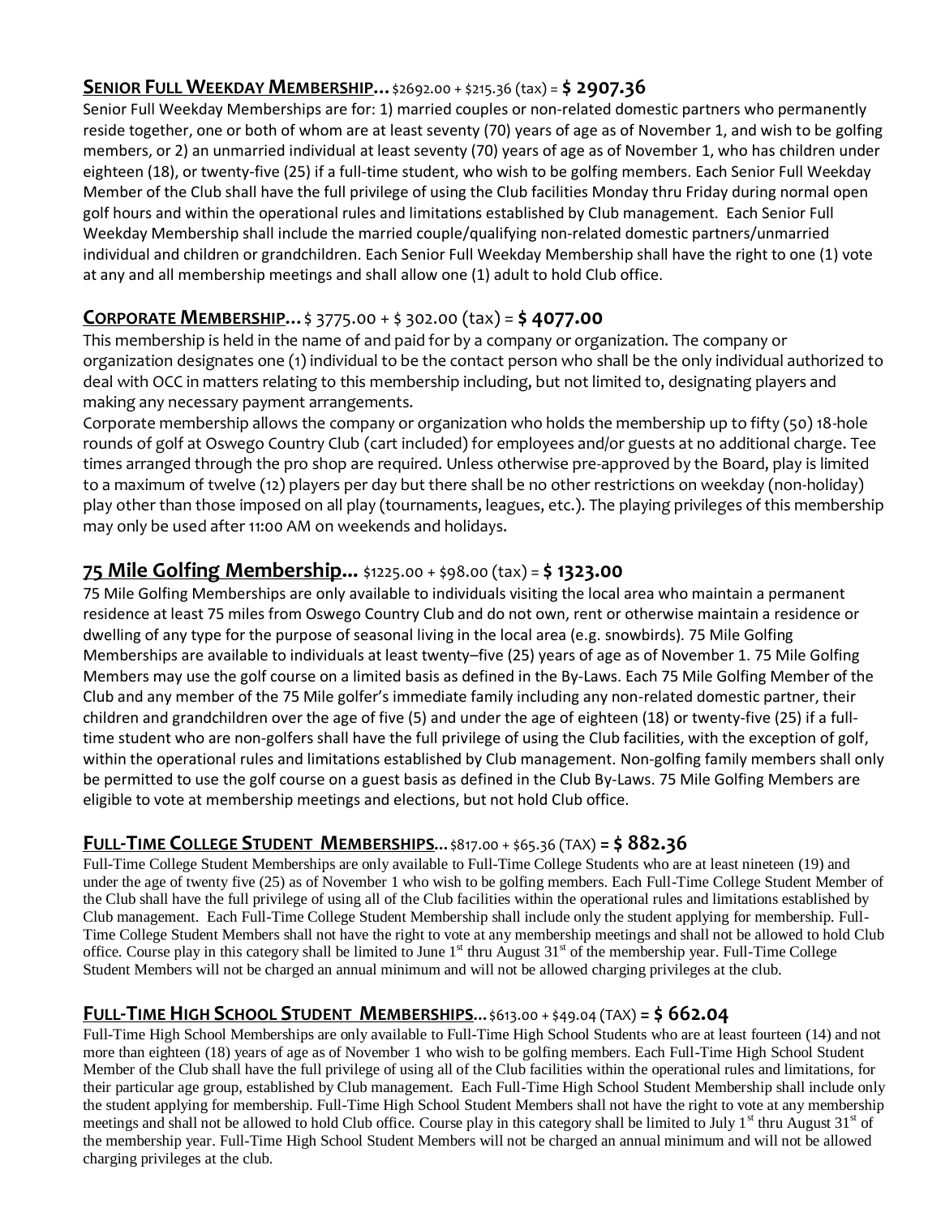## **SENIOR FULL WEEKDAY MEMBERSHIP…** $2692.00 + $215.36 (tax) = **$ 2907.36**

Senior Full Weekday Memberships are for: 1) married couples or non-related domestic partners who permanently reside together, one or both of whom are at least seventy (70) years of age as of November 1, and wish to be golfing members, or 2) an unmarried individual at least seventy (70) years of age as of November 1, who has children under eighteen (18), or twenty-five (25) if a full-time student, who wish to be golfing members. Each Senior Full Weekday Member of the Club shall have the full privilege of using the Club facilities Monday thru Friday during normal open golf hours and within the operational rules and limitations established by Club management. Each Senior Full Weekday Membership shall include the married couple/qualifying non-related domestic partners/unmarried individual and children or grandchildren. Each Senior Full Weekday Membership shall have the right to one (1) vote at any and all membership meetings and shall allow one (1) adult to hold Club office.

## **CORPORATE MEMBERSHIP…** $ 3775.00 + $ 302.00 (tax) = **$ 4077.00**

This membership is held in the name of and paid for by a company or organization. The company or organization designates one (1) individual to be the contact person who shall be the only individual authorized to deal with OCC in matters relating to this membership including, but not limited to, designating players and making any necessary payment arrangements.

Corporate membership allows the company or organization who holds the membership up to fifty (50) 18-hole rounds of golf at Oswego Country Club (cart included) for employees and/or guests at no additional charge. Tee times arranged through the pro shop are required. Unless otherwise pre-approved by the Board, play is limited to a maximum of twelve (12) players per day but there shall be no other restrictions on weekday (non-holiday) play other than those imposed on all play (tournaments, leagues, etc.). The playing privileges of this membership may only be used after 11:00 AM on weekends and holidays.

## **75 Mile Golfing Membership…** $1225.00 + $98.00 (tax) = **$ 1323.00**

75 Mile Golfing Memberships are only available to individuals visiting the local area who maintain a permanent residence at least 75 miles from Oswego Country Club and do not own, rent or otherwise maintain a residence or dwelling of any type for the purpose of seasonal living in the local area (e.g. snowbirds). 75 Mile Golfing Memberships are available to individuals at least twenty–five (25) years of age as of November 1. 75 Mile Golfing Members may use the golf course on a limited basis as defined in the By-Laws. Each 75 Mile Golfing Member of the Club and any member of the 75 Mile golfer's immediate family including any non-related domestic partner, their children and grandchildren over the age of five (5) and under the age of eighteen (18) or twenty-five (25) if a full-time student who are non-golfers shall have the full privilege of using the Club facilities, with the exception of golf, within the operational rules and limitations established by Club management. Non-golfing family members shall only be permitted to use the golf course on a guest basis as defined in the Club By-Laws. 75 Mile Golfing Members are eligible to vote at membership meetings and elections, but not hold Club office.

## **FULL-TIME COLLEGE STUDENT MEMBERSHIPS…** $817.00 + $65.36 (TAX) = **$ 882.36**

Full-Time College Student Memberships are only available to Full-Time College Students who are at least nineteen (19) and under the age of twenty five (25) as of November 1 who wish to be golfing members. Each Full-Time College Student Member of the Club shall have the full privilege of using all of the Club facilities within the operational rules and limitations established by Club management. Each Full-Time College Student Membership shall include only the student applying for membership. Full-Time College Student Members shall not have the right to vote at any membership meetings and shall not be allowed to hold Club office. Course play in this category shall be limited to June 1st thru August 31st of the membership year. Full-Time College Student Members will not be charged an annual minimum and will not be allowed charging privileges at the club.

## **FULL-TIME HIGH SCHOOL STUDENT MEMBERSHIPS…** $613.00 + $49.04 (TAX) = **$ 662.04**

Full-Time High School Memberships are only available to Full-Time High School Students who are at least fourteen (14) and not more than eighteen (18) years of age as of November 1 who wish to be golfing members. Each Full-Time High School Student Member of the Club shall have the full privilege of using all of the Club facilities within the operational rules and limitations, for their particular age group, established by Club management. Each Full-Time High School Student Membership shall include only the student applying for membership. Full-Time High School Student Members shall not have the right to vote at any membership meetings and shall not be allowed to hold Club office. Course play in this category shall be limited to July 1st thru August 31st of the membership year. Full-Time High School Student Members will not be charged an annual minimum and will not be allowed charging privileges at the club.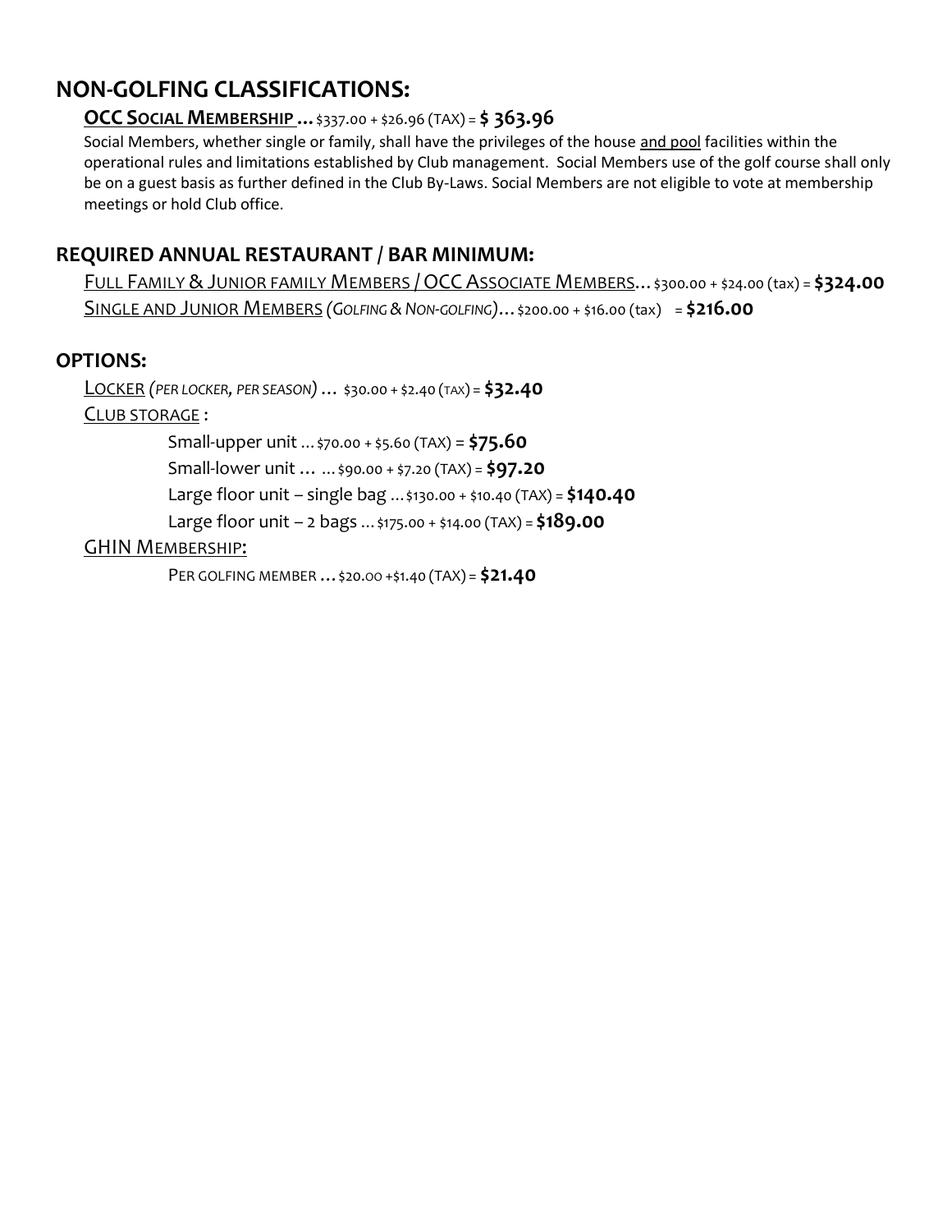## NON-GOLFING CLASSIFICATIONS:

**OCC SOCIAL MEMBERSHIP ...** $337.00 + $26.96 (TAX) = **$ 363.96**

Social Members, whether single or family, shall have the privileges of the house and pool facilities within the operational rules and limitations established by Club management. Social Members use of the golf course shall only be on a guest basis as further defined in the Club By-Laws. Social Members are not eligible to vote at membership meetings or hold Club office.

## REQUIRED ANNUAL RESTAURANT / BAR MINIMUM:

FULL FAMILY & JUNIOR FAMILY MEMBERS / OCC ASSOCIATE MEMBERS... $300.00 + $24.00 (tax) = **$324.00**

SINGLE AND JUNIOR MEMBERS *(GOLFING & NON-GOLFING)*... $200.00 + $16.00 (tax) = **$216.00**

## OPTIONS:

LOCKER *(PER LOCKER, PER SEASON)* ... $30.00 + $2.40 (TAX) = **$32.40**

CLUB STORAGE :

- Small-upper unit ... $70.00 + $5.60 (TAX) = **$75.60**
- Small-lower unit ... ... $90.00 + $7.20 (TAX) = **$97.20**
- Large floor unit – single bag ... $130.00 + $10.40 (TAX) = **$140.40**
- Large floor unit – 2 bags ... $175.00 + $14.00 (TAX) = **$189.00**

GHIN MEMBERSHIP:

- PER GOLFING MEMBER ... $20.00 +$1.40 (TAX) = **$21.40**